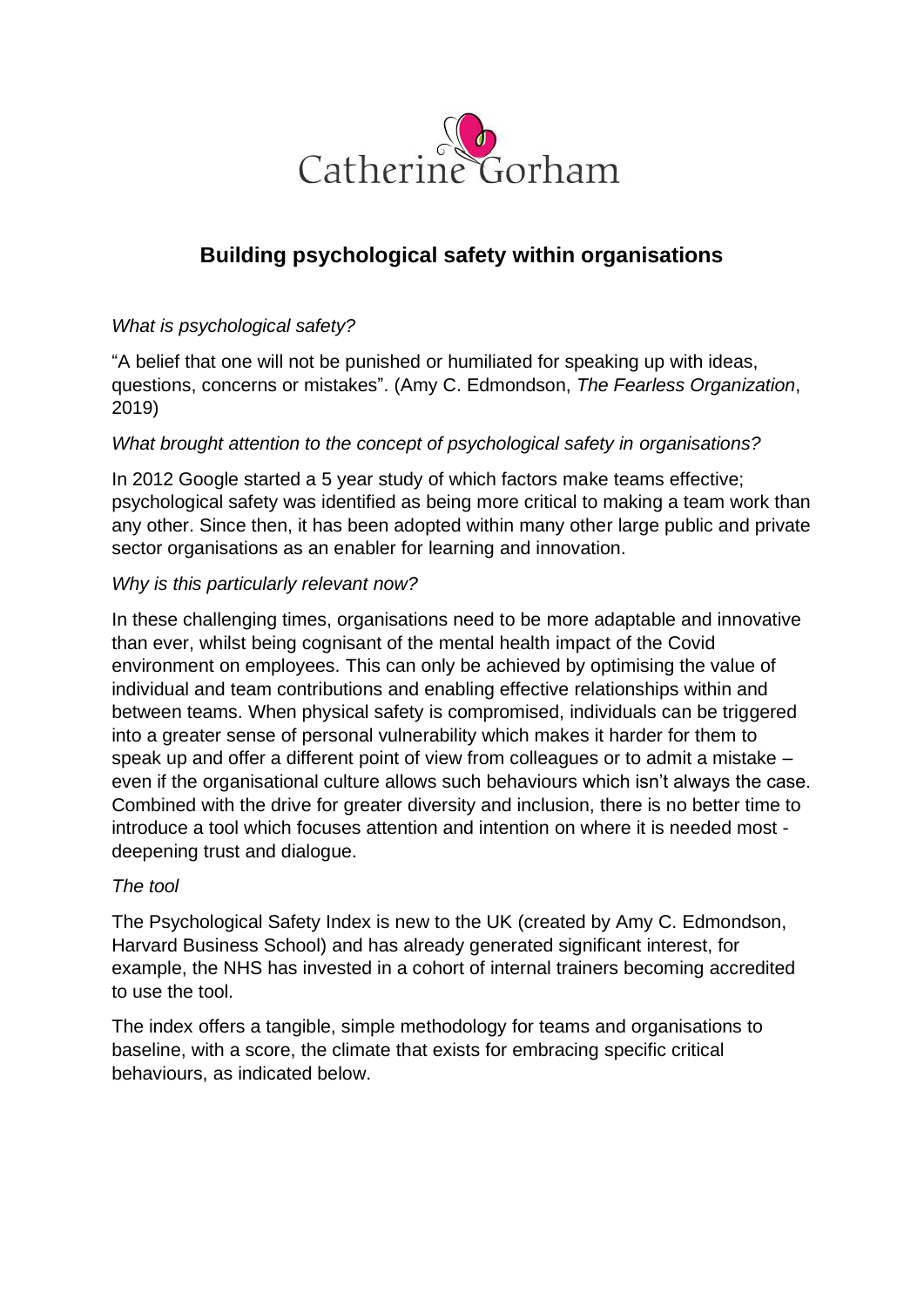# Building psychological safety within organisations

*What is psychological safety?*

"A belief that one will not be punished or humiliated for speaking up with ideas, questions, concerns or mistakes". (Amy C. Edmondson, *The Fearless Organization*, 2019)

*What brought attention to the concept of psychological safety in organisations?*

In 2012 Google started a 5 year study of which factors make teams effective; psychological safety was identified as being more critical to making a team work than any other. Since then, it has been adopted within many other large public and private sector organisations as an enabler for learning and innovation.

*Why is this particularly relevant now?*

In these challenging times, organisations need to be more adaptable and innovative than ever, whilst being cognisant of the mental health impact of the Covid environment on employees. This can only be achieved by optimising the value of individual and team contributions and enabling effective relationships within and between teams. When physical safety is compromised, individuals can be triggered into a greater sense of personal vulnerability which makes it harder for them to speak up and offer a different point of view from colleagues or to admit a mistake – even if the organisational culture allows such behaviours which isn't always the case. Combined with the drive for greater diversity and inclusion, there is no better time to introduce a tool which focuses attention and intention on where it is needed most - deepening trust and dialogue.

*The tool*

The Psychological Safety Index is new to the UK (created by Amy C. Edmondson, Harvard Business School) and has already generated significant interest, for example, the NHS has invested in a cohort of internal trainers becoming accredited to use the tool.

The index offers a tangible, simple methodology for teams and organisations to baseline, with a score, the climate that exists for embracing specific critical behaviours, as indicated below.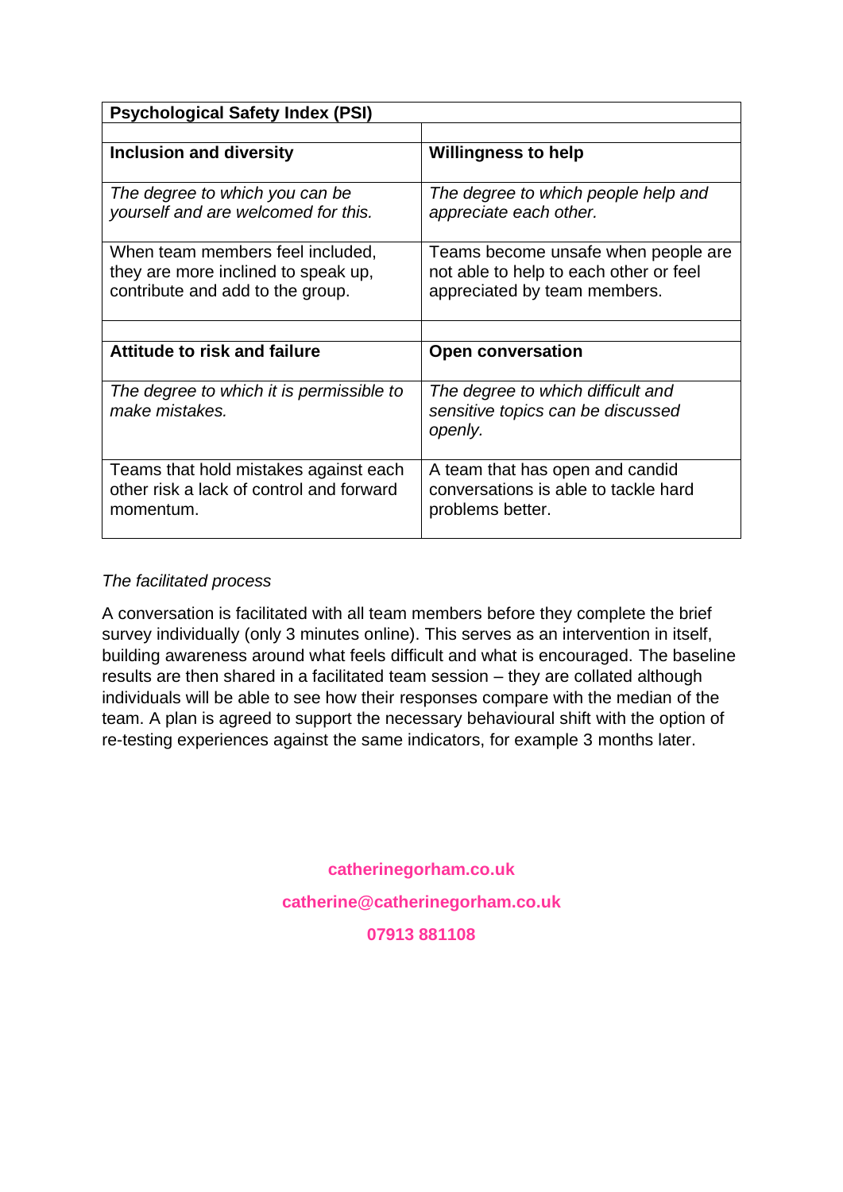| Psychological Safety Index (PSI) | |
|---|---|
| | |
| **Inclusion and diversity** | **Willingness to help** |
| *The degree to which you can be yourself and are welcomed for this.* | *The degree to which people help and appreciate each other.* |
| When team members feel included, they are more inclined to speak up, contribute and add to the group. | Teams become unsafe when people are not able to help to each other or feel appreciated by team members. |
| | |
| **Attitude to risk and failure** | **Open conversation** |
| *The degree to which it is permissible to make mistakes.* | *The degree to which difficult and sensitive topics can be discussed openly.* |
| Teams that hold mistakes against each other risk a lack of control and forward momentum. | A team that has open and candid conversations is able to tackle hard problems better. |

*The facilitated process*

A conversation is facilitated with all team members before they complete the brief survey individually (only 3 minutes online). This serves as an intervention in itself, building awareness around what feels difficult and what is encouraged. The baseline results are then shared in a facilitated team session – they are collated although individuals will be able to see how their responses compare with the median of the team. A plan is agreed to support the necessary behavioural shift with the option of re-testing experiences against the same indicators, for example 3 months later.

**catherinegorham.co.uk**

**catherine@catherinegorham.co.uk**

**07913 881108**